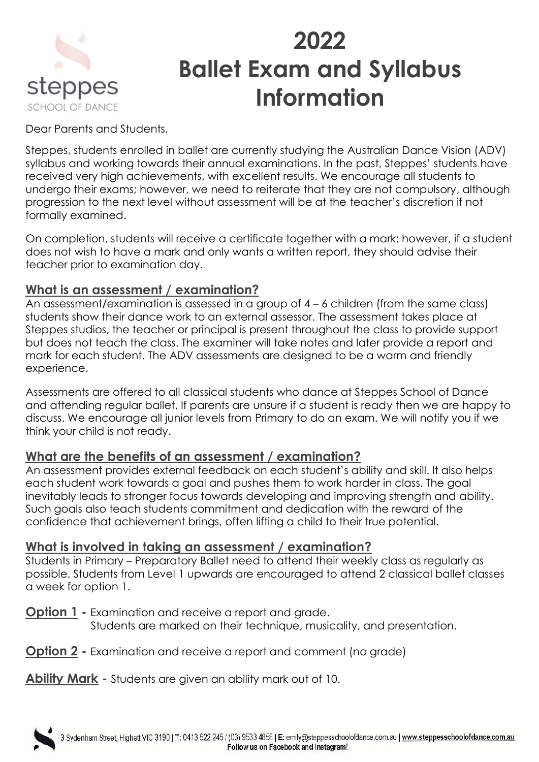steppes
SCHOOL OF DANCE

# 2022 Ballet Exam and Syllabus Information

Dear Parents and Students,

Steppes, students enrolled in ballet are currently studying the Australian Dance Vision (ADV) syllabus and working towards their annual examinations. In the past, Steppes' students have received very high achievements, with excellent results. We encourage all students to undergo their exams; however, we need to reiterate that they are not compulsory, although progression to the next level without assessment will be at the teacher's discretion if not formally examined.

On completion, students will receive a certificate together with a mark; however, if a student does not wish to have a mark and only wants a written report, they should advise their teacher prior to examination day.

## What is an assessment / examination?

An assessment/examination is assessed in a group of 4 – 6 children (from the same class) students show their dance work to an external assessor. The assessment takes place at Steppes studios, the teacher or principal is present throughout the class to provide support but does not teach the class. The examiner will take notes and later provide a report and mark for each student. The ADV assessments are designed to be a warm and friendly experience.

Assessments are offered to all classical students who dance at Steppes School of Dance and attending regular ballet. If parents are unsure if a student is ready then we are happy to discuss. We encourage all junior levels from Primary to do an exam. We will notify you if we think your child is not ready.

## What are the benefits of an assessment / examination?

An assessment provides external feedback on each student's ability and skill. It also helps each student work towards a goal and pushes them to work harder in class. The goal inevitably leads to stronger focus towards developing and improving strength and ability. Such goals also teach students commitment and dedication with the reward of the confidence that achievement brings, often lifting a child to their true potential.

## What is involved in taking an assessment / examination?

Students in Primary – Preparatory Ballet need to attend their weekly class as regularly as possible. Students from Level 1 upwards are encouraged to attend 2 classical ballet classes a week for option 1.

**Option 1** - Examination and receive a report and grade.
Students are marked on their technique, musicality, and presentation.

**Option 2** - Examination and receive a report and comment (no grade)

**Ability Mark** - Students are given an ability mark out of 10.

3 Sydenham Street, Highett VIC 3190 | T: 0413 522 245 / (03) 9533 4858 | E: emily@steppesschoolofdance.com.au | www.steppesschoolofdance.com.au
Follow us on Facebook and Instagram!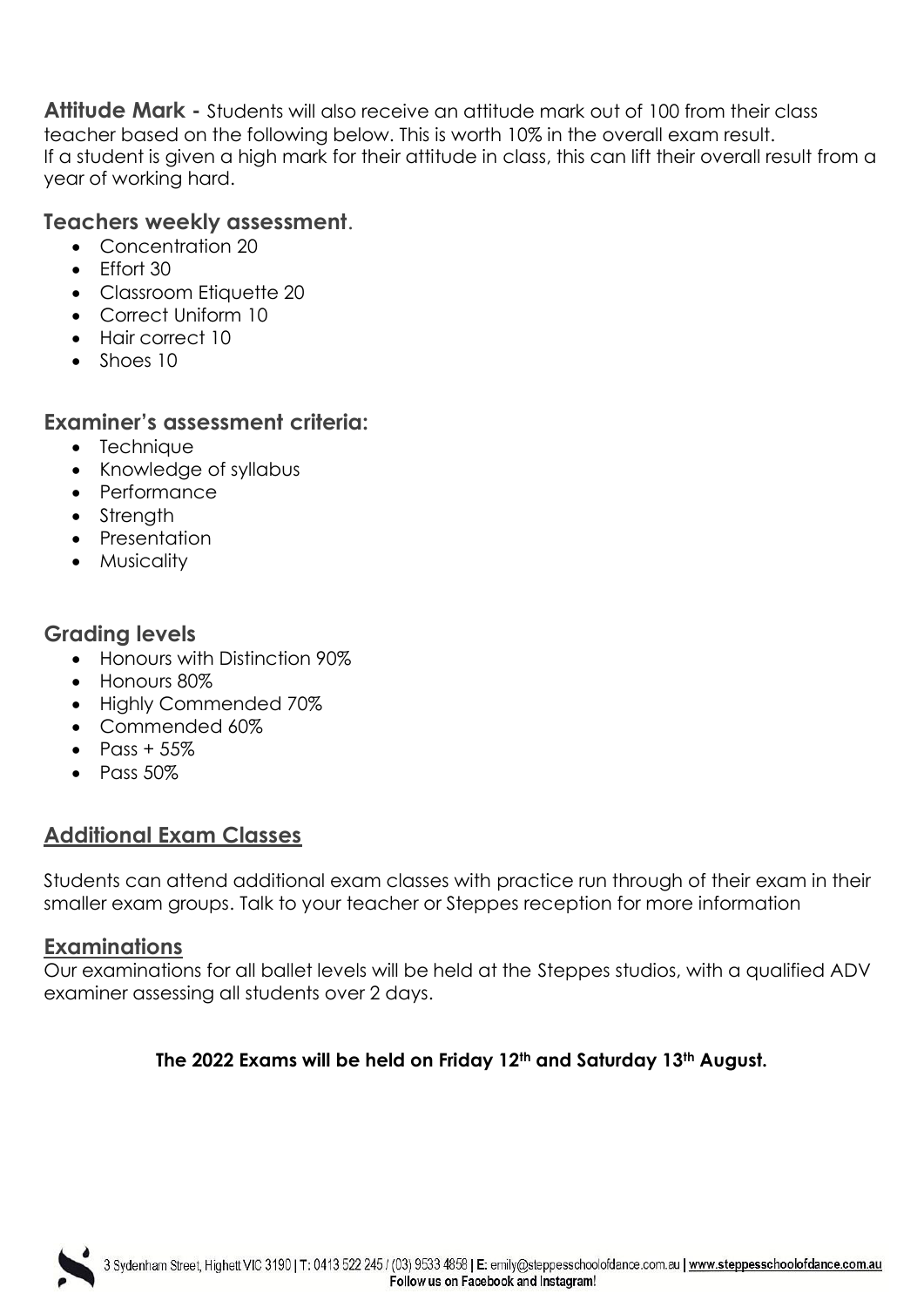**Attitude Mark -** Students will also receive an attitude mark out of 100 from their class teacher based on the following below. This is worth 10% in the overall exam result.
If a student is given a high mark for their attitude in class, this can lift their overall result from a year of working hard.

### **Teachers weekly assessment**.

- Concentration 20
- Effort 30
- Classroom Etiquette 20
- Correct Uniform 10
- Hair correct 10
- Shoes 10

### **Examiner's assessment criteria:**

- Technique
- Knowledge of syllabus
- Performance
- Strength
- Presentation
- Musicality

### **Grading levels**

- Honours with Distinction 90%
- Honours 80%
- Highly Commended 70%
- Commended 60%
- Pass + 55%
- Pass 50%

## **Additional Exam Classes**

Students can attend additional exam classes with practice run through of their exam in their smaller exam groups. Talk to your teacher or Steppes reception for more information

## **Examinations**

Our examinations for all ballet levels will be held at the Steppes studios, with a qualified ADV examiner assessing all students over 2 days.

**The 2022 Exams will be held on Friday 12th and Saturday 13th August.**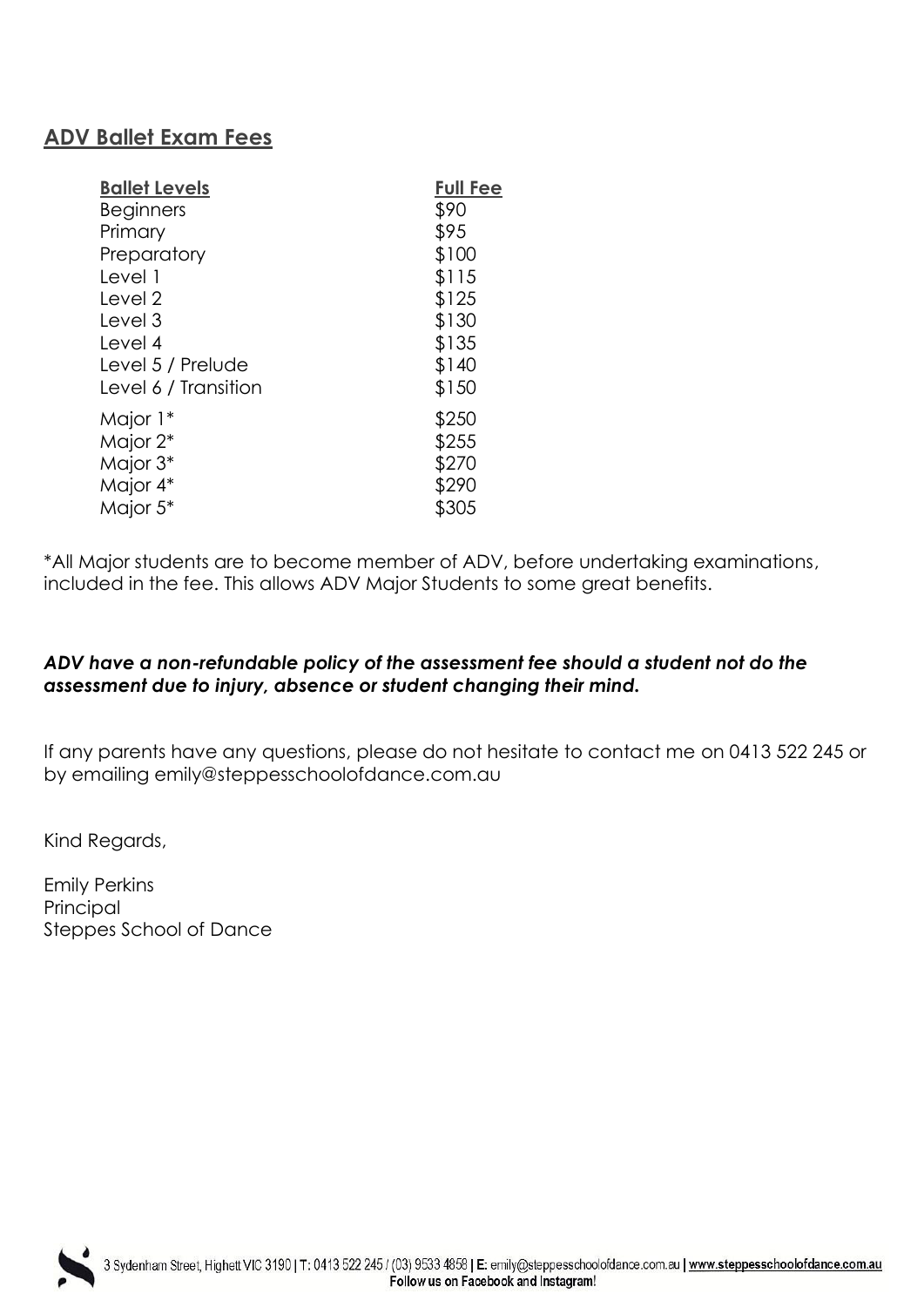## ADV Ballet Exam Fees

| Ballet Levels | Full Fee |
| --- | --- |
| Beginners | $90 |
| Primary | $95 |
| Preparatory | $100 |
| Level 1 | $115 |
| Level 2 | $125 |
| Level 3 | $130 |
| Level 4 | $135 |
| Level 5 / Prelude | $140 |
| Level 6 / Transition | $150 |
| Major 1* | $250 |
| Major 2* | $255 |
| Major 3* | $270 |
| Major 4* | $290 |
| Major 5* | $305 |

*All Major students are to become member of ADV, before undertaking examinations, included in the fee. This allows ADV Major Students to some great benefits.

***ADV have a non-refundable policy of the assessment fee should a student not do the assessment due to injury, absence or student changing their mind.***

If any parents have any questions, please do not hesitate to contact me on 0413 522 245 or by emailing emily@steppesschoolofdance.com.au

Kind Regards,

Emily Perkins
Principal
Steppes School of Dance

3 Sydenham Street, Highett VIC 3190 | T: 0413 522 245 / (03) 9533 4858 | E: emily@steppesschoolofdance.com.au | www.steppesschoolofdance.com.au
Follow us on Facebook and Instagram!